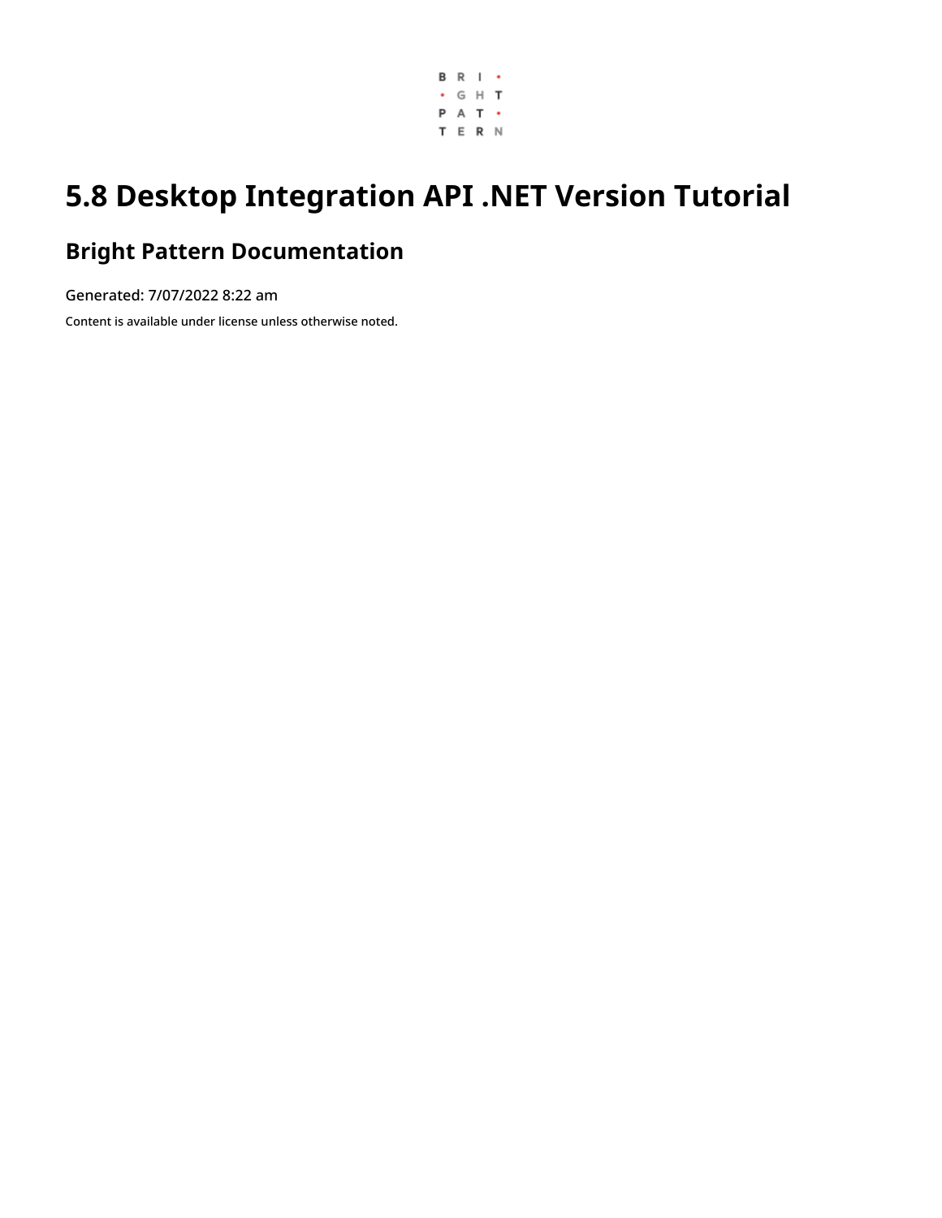# 5.8 Desktop Integration API .NET Version Tutorial

## Bright Pattern Documentation

Generated: 7/07/2022 8:22 am

Content is available under license unless otherwise noted.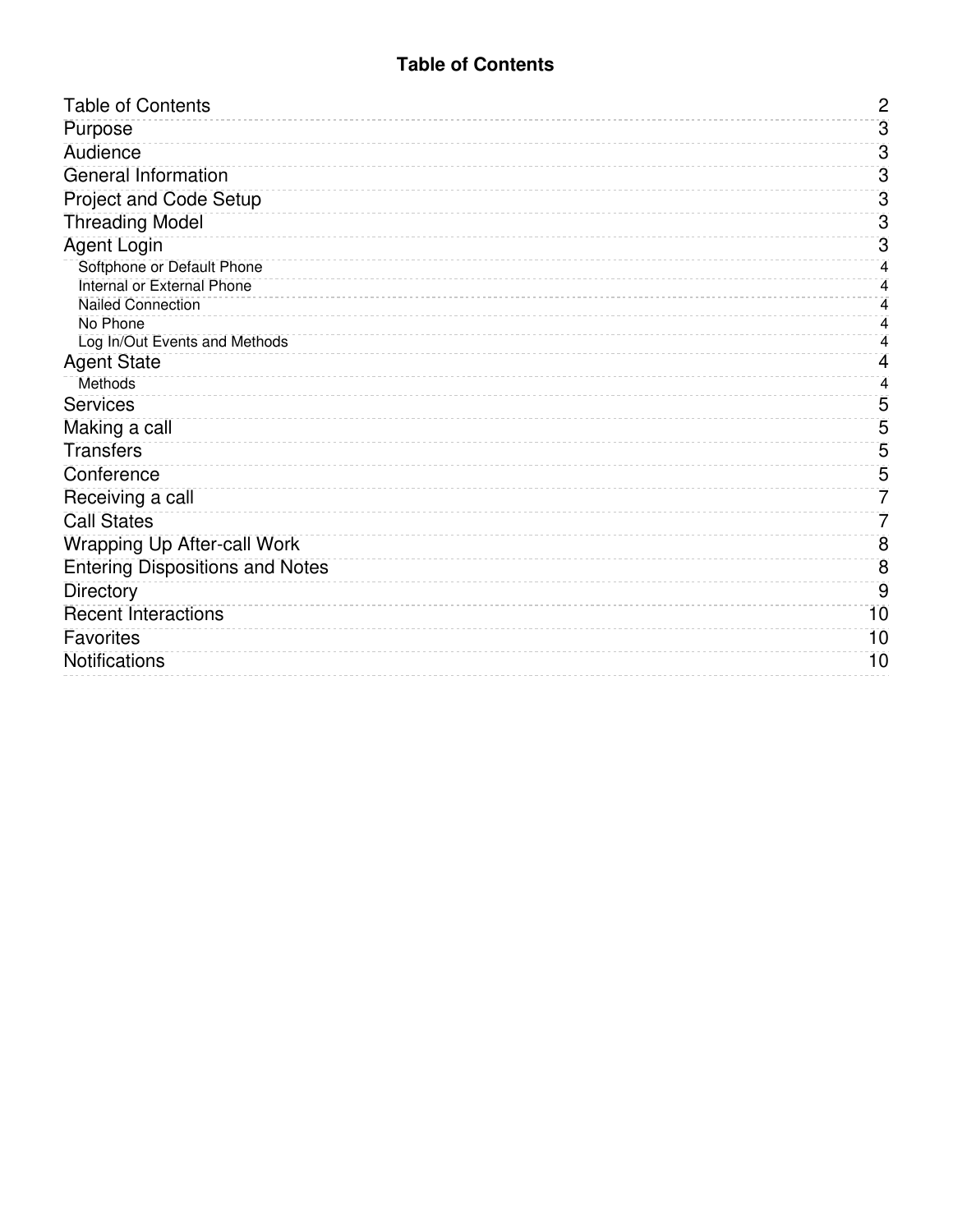# Table of Contents

| | |
|---|---|
| Table of Contents | 2 |
| Purpose | 3 |
| Audience | 3 |
| General Information | 3 |
| Project and Code Setup | 3 |
| Threading Model | 3 |
| Agent Login | 3 |
| &nbsp;&nbsp;&nbsp;&nbsp;Softphone or Default Phone | 4 |
| &nbsp;&nbsp;&nbsp;&nbsp;Internal or External Phone | 4 |
| &nbsp;&nbsp;&nbsp;&nbsp;Nailed Connection | 4 |
| &nbsp;&nbsp;&nbsp;&nbsp;No Phone | 4 |
| &nbsp;&nbsp;&nbsp;&nbsp;Log In/Out Events and Methods | 4 |
| Agent State | 4 |
| &nbsp;&nbsp;&nbsp;&nbsp;Methods | 4 |
| Services | 5 |
| Making a call | 5 |
| Transfers | 5 |
| Conference | 5 |
| Receiving a call | 7 |
| Call States | 7 |
| Wrapping Up After-call Work | 8 |
| Entering Dispositions and Notes | 8 |
| Directory | 9 |
| Recent Interactions | 10 |
| Favorites | 10 |
| Notifications | 10 |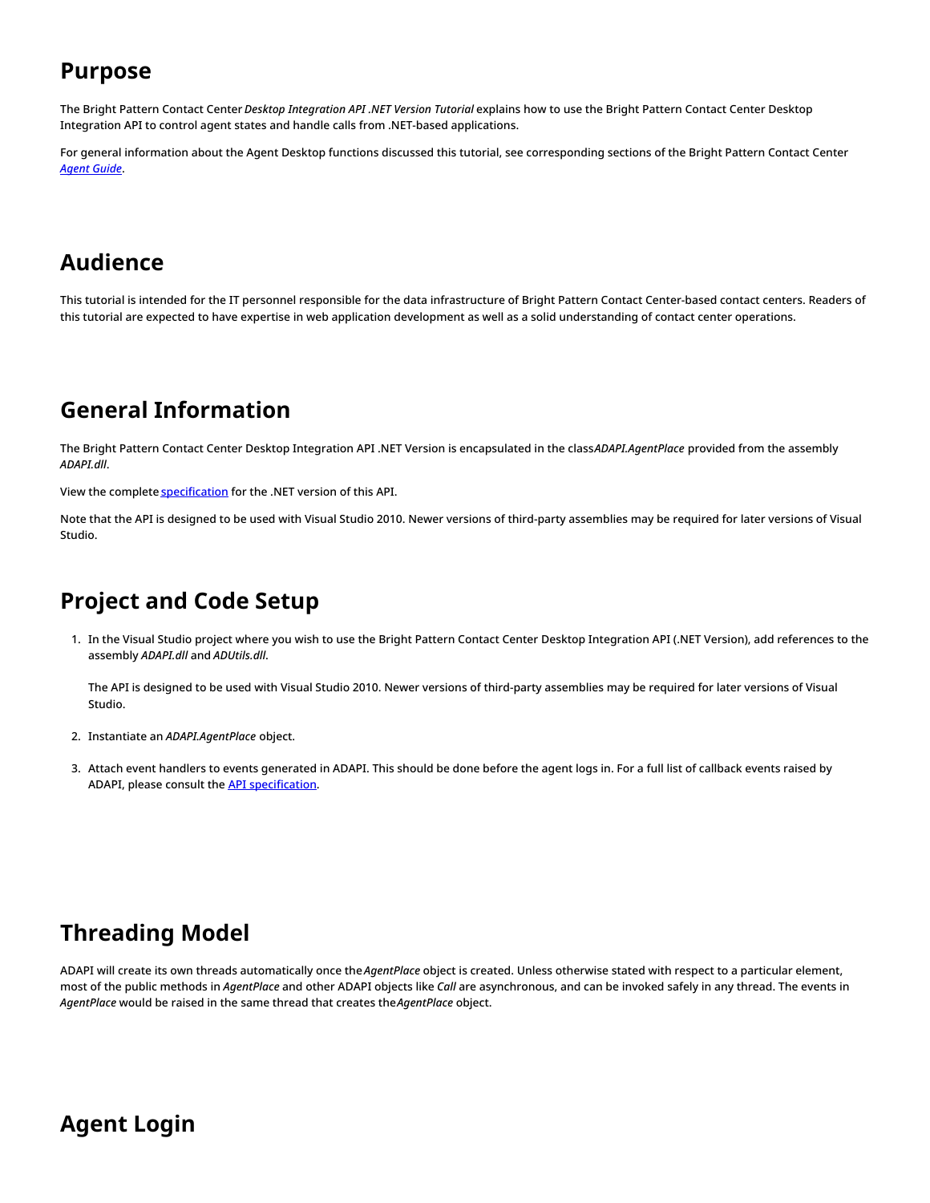# Purpose

The Bright Pattern Contact Center *Desktop Integration API .NET Version Tutorial* explains how to use the Bright Pattern Contact Center Desktop Integration API to control agent states and handle calls from .NET-based applications.

For general information about the Agent Desktop functions discussed this tutorial, see corresponding sections of the Bright Pattern Contact Center *Agent Guide*.

# Audience

This tutorial is intended for the IT personnel responsible for the data infrastructure of Bright Pattern Contact Center-based contact centers. Readers of this tutorial are expected to have expertise in web application development as well as a solid understanding of contact center operations.

# General Information

The Bright Pattern Contact Center Desktop Integration API .NET Version is encapsulated in the class *ADAPI.AgentPlace* provided from the assembly *ADAPI.dll*.

View the complete specification for the .NET version of this API.

Note that the API is designed to be used with Visual Studio 2010. Newer versions of third-party assemblies may be required for later versions of Visual Studio.

# Project and Code Setup

1. In the Visual Studio project where you wish to use the Bright Pattern Contact Center Desktop Integration API (.NET Version), add references to the assembly *ADAPI.dll* and *ADUtils.dll*.

   The API is designed to be used with Visual Studio 2010. Newer versions of third-party assemblies may be required for later versions of Visual Studio.

2. Instantiate an *ADAPI.AgentPlace* object.

3. Attach event handlers to events generated in ADAPI. This should be done before the agent logs in. For a full list of callback events raised by ADAPI, please consult the API specification.

# Threading Model

ADAPI will create its own threads automatically once the *AgentPlace* object is created. Unless otherwise stated with respect to a particular element, most of the public methods in *AgentPlace* and other ADAPI objects like *Call* are asynchronous, and can be invoked safely in any thread. The events in *AgentPlace* would be raised in the same thread that creates the *AgentPlace* object.

# Agent Login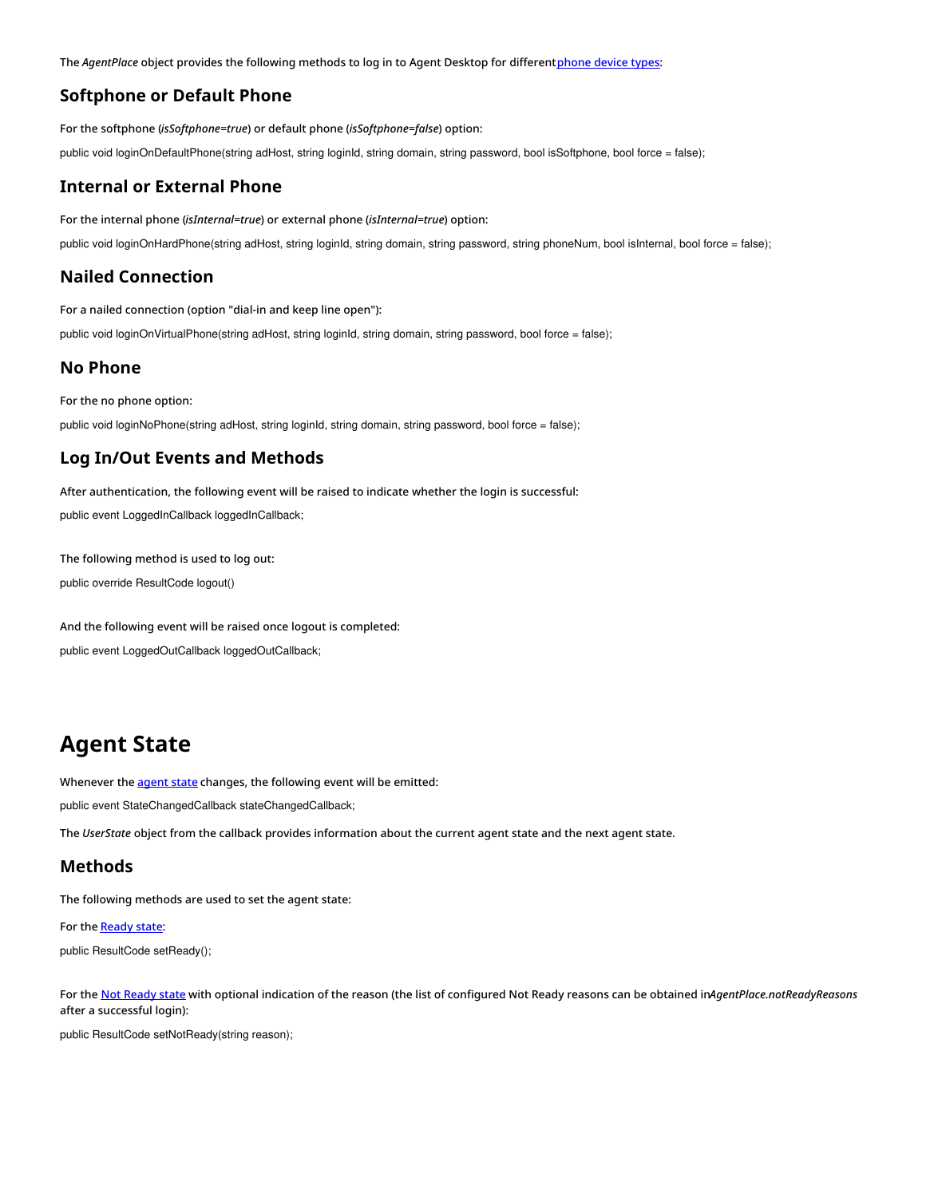The *AgentPlace* object provides the following methods to log in to Agent Desktop for different phone device types:

## Softphone or Default Phone

For the softphone (*isSoftphone=true*) or default phone (*isSoftphone=false*) option:

```
public void loginOnDefaultPhone(string adHost, string loginId, string domain, string password, bool isSoftphone, bool force = false);
```

## Internal or External Phone

For the internal phone (*isInternal=true*) or external phone (*isInternal=true*) option:

```
public void loginOnHardPhone(string adHost, string loginId, string domain, string password, string phoneNum, bool isInternal, bool force = false);
```

## Nailed Connection

For a nailed connection (option "dial-in and keep line open"):

```
public void loginOnVirtualPhone(string adHost, string loginId, string domain, string password, bool force = false);
```

## No Phone

For the no phone option:

```
public void loginNoPhone(string adHost, string loginId, string domain, string password, bool force = false);
```

## Log In/Out Events and Methods

After authentication, the following event will be raised to indicate whether the login is successful:

```
public event LoggedInCallback loggedInCallback;
```

The following method is used to log out:

```
public override ResultCode logout()
```

And the following event will be raised once logout is completed:

```
public event LoggedOutCallback loggedOutCallback;
```

# Agent State

Whenever the agent state changes, the following event will be emitted:

```
public event StateChangedCallback stateChangedCallback;
```

The *UserState* object from the callback provides information about the current agent state and the next agent state.

## Methods

The following methods are used to set the agent state:

For the Ready state:

```
public ResultCode setReady();
```

For the Not Ready state with optional indication of the reason (the list of configured Not Ready reasons can be obtained in *AgentPlace.notReadyReasons* after a successful login):

```
public ResultCode setNotReady(string reason);
```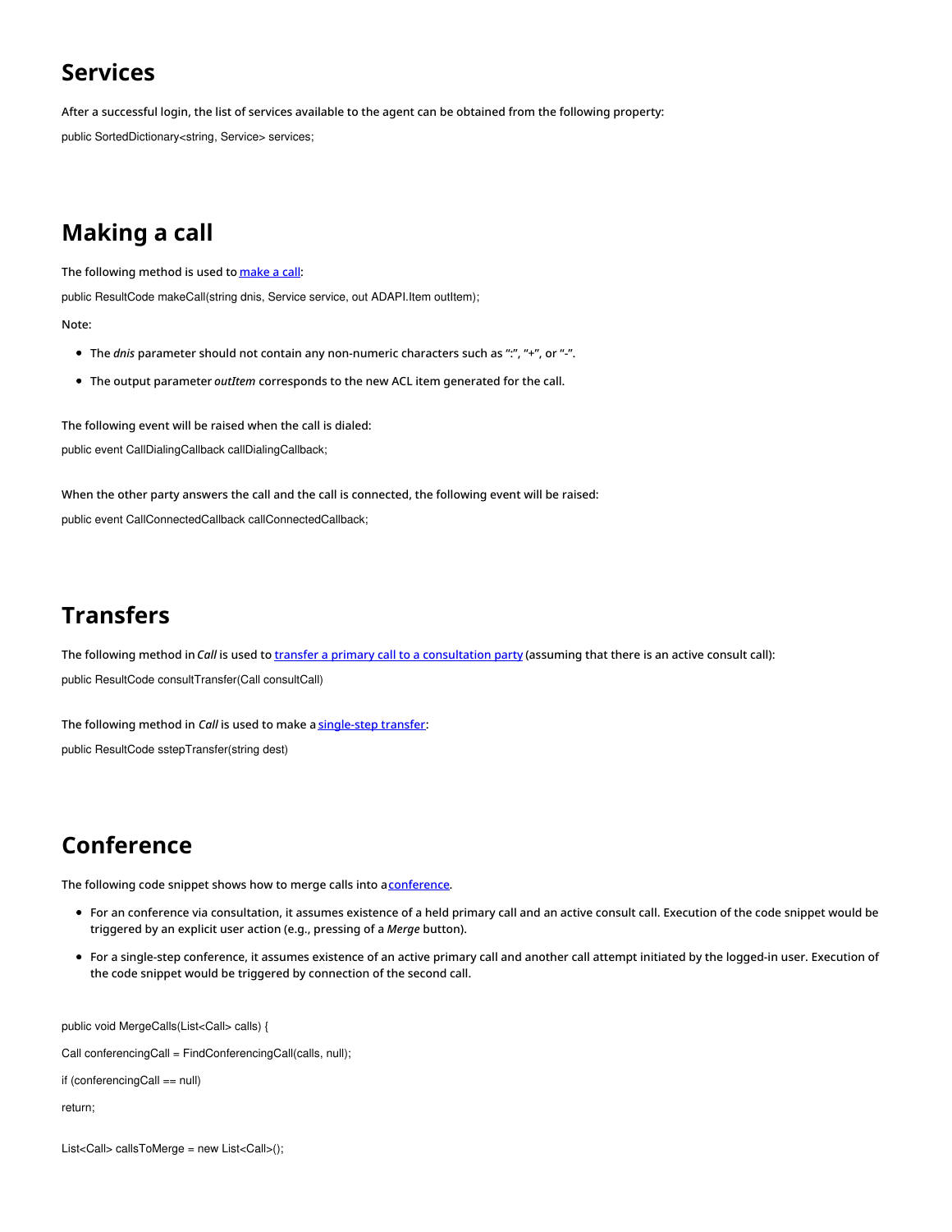## Services

After a successful login, the list of services available to the agent can be obtained from the following property:

```
public SortedDictionary<string, Service> services;
```

## Making a call

The following method is used to make a call:

```
public ResultCode makeCall(string dnis, Service service, out ADAPI.Item outItem);
```

Note:

- The *dnis* parameter should not contain any non-numeric characters such as ":", "+", or "-".
- The output parameter *outItem* corresponds to the new ACL item generated for the call.

The following event will be raised when the call is dialed:

```
public event CallDialingCallback callDialingCallback;
```

When the other party answers the call and the call is connected, the following event will be raised:

```
public event CallConnectedCallback callConnectedCallback;
```

## Transfers

The following method in *Call* is used to transfer a primary call to a consultation party (assuming that there is an active consult call):

```
public ResultCode consultTransfer(Call consultCall)
```

The following method in *Call* is used to make a single-step transfer:

```
public ResultCode sstepTransfer(string dest)
```

## Conference

The following code snippet shows how to merge calls into a conference.

- For an conference via consultation, it assumes existence of a held primary call and an active consult call. Execution of the code snippet would be triggered by an explicit user action (e.g., pressing of a *Merge* button).
- For a single-step conference, it assumes existence of an active primary call and another call attempt initiated by the logged-in user. Execution of the code snippet would be triggered by connection of the second call.

```
public void MergeCalls(List<Call> calls) {

Call conferencingCall = FindConferencingCall(calls, null);

if (conferencingCall == null)

return;

List<Call> callsToMerge = new List<Call>();
```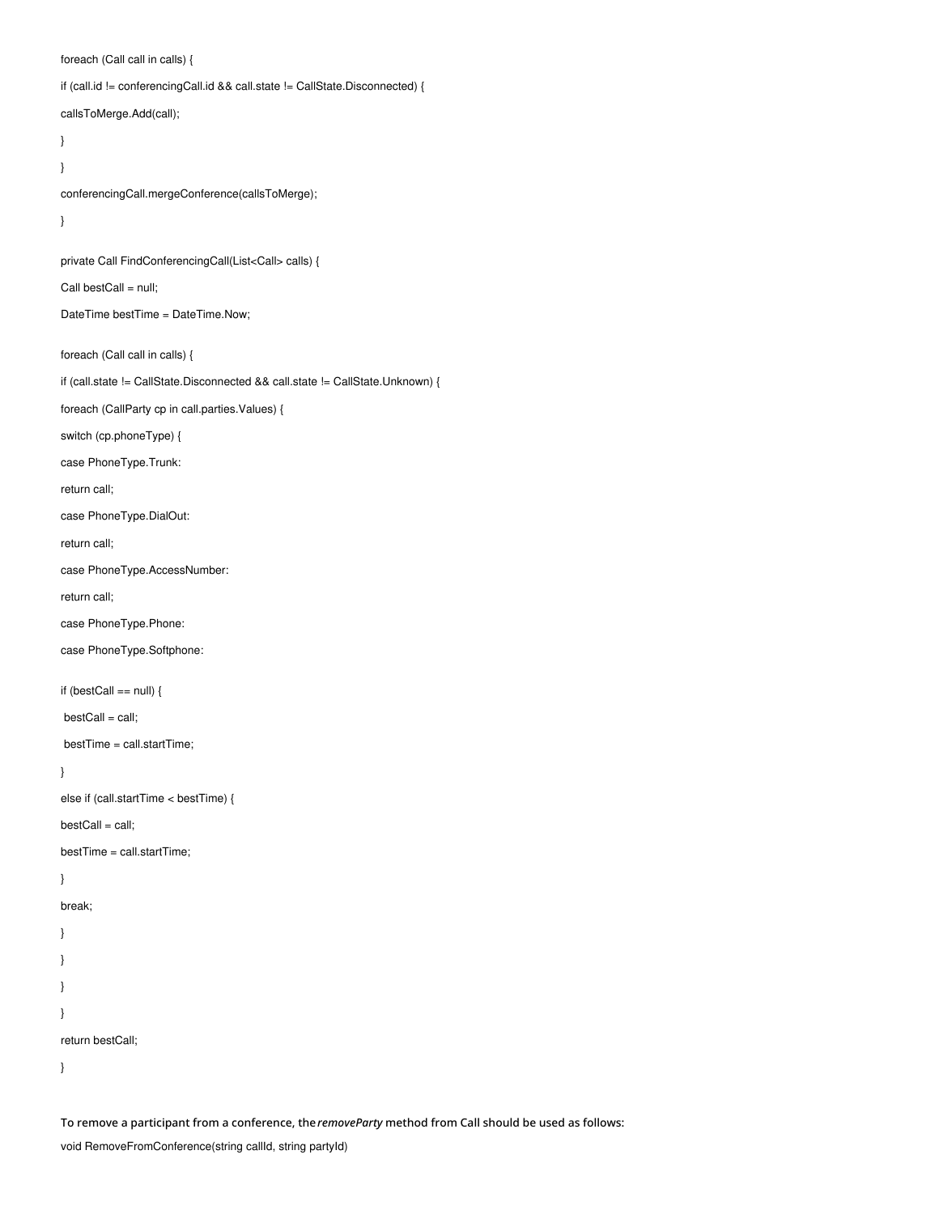```
foreach (Call call in calls) {
if (call.id != conferencingCall.id && call.state != CallState.Disconnected) {
callsToMerge.Add(call);
}
}
conferencingCall.mergeConference(callsToMerge);
}

private Call FindConferencingCall(List<Call> calls) {
Call bestCall = null;
DateTime bestTime = DateTime.Now;

foreach (Call call in calls) {
if (call.state != CallState.Disconnected && call.state != CallState.Unknown) {
foreach (CallParty cp in call.parties.Values) {
switch (cp.phoneType) {
case PhoneType.Trunk:
return call;
case PhoneType.DialOut:
return call;
case PhoneType.AccessNumber:
return call;
case PhoneType.Phone:
case PhoneType.Softphone:

if (bestCall == null) {
 bestCall = call;
 bestTime = call.startTime;
}
else if (call.startTime < bestTime) {
bestCall = call;
bestTime = call.startTime;
}
break;
}
}
}
}
return bestCall;
}
```

**To remove a participant from a conference, the *removeParty* method from Call should be used as follows:**

```
void RemoveFromConference(string callId, string partyId)
```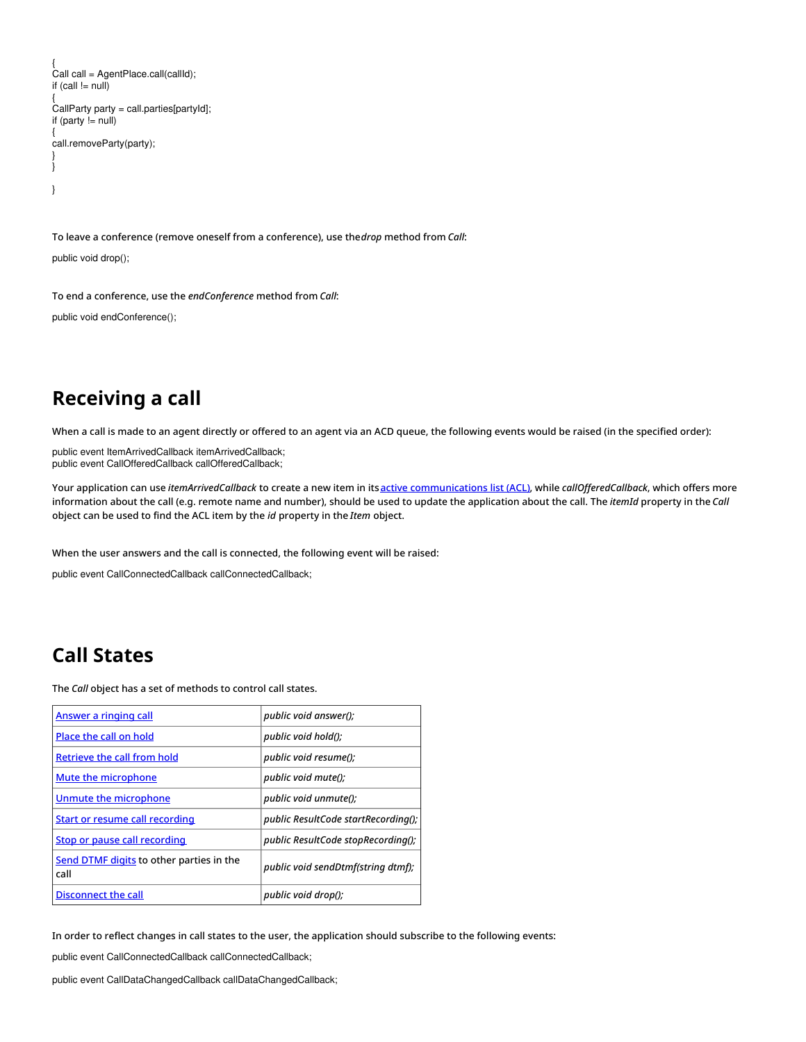```
{
Call call = AgentPlace.call(callId);
if (call != null)
{
CallParty party = call.parties[partyId];
if (party != null)
{
call.removeParty(party);
}
}

}
```

To leave a conference (remove oneself from a conference), use the *drop* method from *Call*:

```
public void drop();
```

To end a conference, use the *endConference* method from *Call*:

```
public void endConference();
```

## Receiving a call

When a call is made to an agent directly or offered to an agent via an ACD queue, the following events would be raised (in the specified order):

```
public event ItemArrivedCallback itemArrivedCallback;
public event CallOfferedCallback callOfferedCallback;
```

Your application can use *itemArrivedCallback* to create a new item in its [active communications list (ACL)](#), while *callOfferedCallback*, which offers more information about the call (e.g. remote name and number), should be used to update the application about the call. The *itemId* property in the *Call* object can be used to find the ACL item by the *id* property in the *Item* object.

When the user answers and the call is connected, the following event will be raised:

```
public event CallConnectedCallback callConnectedCallback;
```

## Call States

The *Call* object has a set of methods to control call states.

| | |
|---|---|
| [Answer a ringing call](#) | *public void answer();* |
| [Place the call on hold](#) | *public void hold();* |
| [Retrieve the call from hold](#) | *public void resume();* |
| [Mute the microphone](#) | *public void mute();* |
| [Unmute the microphone](#) | *public void unmute();* |
| [Start or resume call recording](#) | *public ResultCode startRecording();* |
| [Stop or pause call recording](#) | *public ResultCode stopRecording();* |
| [Send DTMF digits](#) to other parties in the call | *public void sendDtmf(string dtmf);* |
| [Disconnect the call](#) | *public void drop();* |

In order to reflect changes in call states to the user, the application should subscribe to the following events:

```
public event CallConnectedCallback callConnectedCallback;

public event CallDataChangedCallback callDataChangedCallback;
```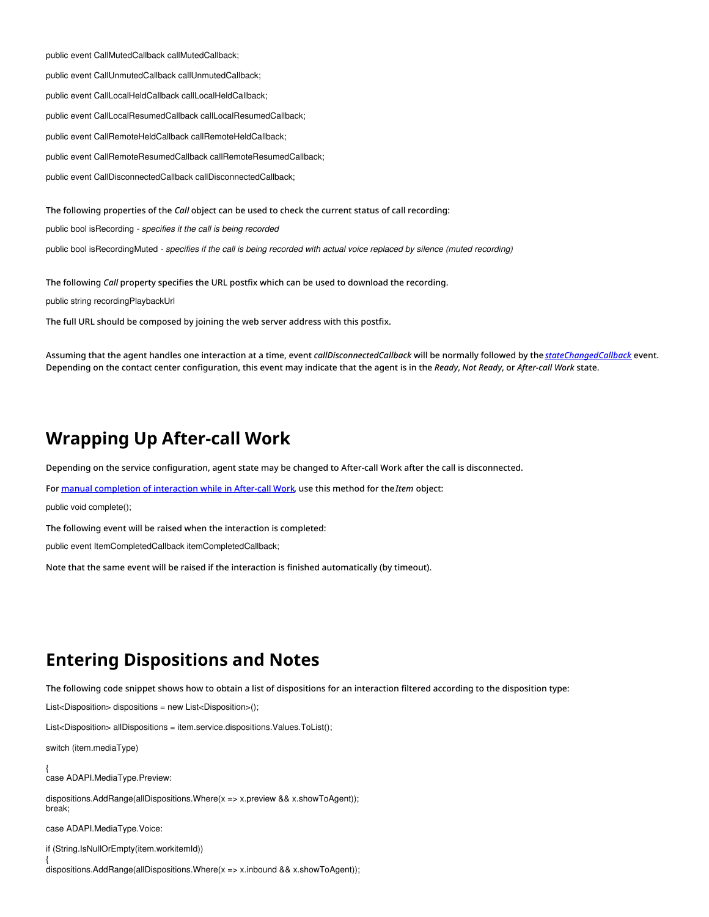```
public event CallMutedCallback callMutedCallback;

public event CallUnmutedCallback callUnmutedCallback;

public event CallLocalHeldCallback callLocalHeldCallback;

public event CallLocalResumedCallback callLocalResumedCallback;

public event CallRemoteHeldCallback callRemoteHeldCallback;

public event CallRemoteResumedCallback callRemoteResumedCallback;

public event CallDisconnectedCallback callDisconnectedCallback;
```

The following properties of the *Call* object can be used to check the current status of call recording:

public bool isRecording - *specifies it the call is being recorded*

public bool isRecordingMuted - *specifies if the call is being recorded with actual voice replaced by silence (muted recording)*

The following *Call* property specifies the URL postfix which can be used to download the recording.

```
public string recordingPlaybackUrl
```

The full URL should be composed by joining the web server address with this postfix.

Assuming that the agent handles one interaction at a time, event *callDisconnectedCallback* will be normally followed by the *stateChangedCallback* event. Depending on the contact center configuration, this event may indicate that the agent is in the *Ready*, *Not Ready*, or *After-call Work* state.

## Wrapping Up After-call Work

Depending on the service configuration, agent state may be changed to After-call Work after the call is disconnected.

For manual completion of interaction while in After-call Work, use this method for the *Item* object:

```
public void complete();
```

The following event will be raised when the interaction is completed:

```
public event ItemCompletedCallback itemCompletedCallback;
```

Note that the same event will be raised if the interaction is finished automatically (by timeout).

## Entering Dispositions and Notes

The following code snippet shows how to obtain a list of dispositions for an interaction filtered according to the disposition type:

```
List<Disposition> dispositions = new List<Disposition>();

List<Disposition> allDispositions = item.service.dispositions.Values.ToList();

switch (item.mediaType)

{
case ADAPI.MediaType.Preview:

dispositions.AddRange(allDispositions.Where(x => x.preview && x.showToAgent));
break;

case ADAPI.MediaType.Voice:

if (String.IsNullOrEmpty(item.workitemId))
{
dispositions.AddRange(allDispositions.Where(x => x.inbound && x.showToAgent));
```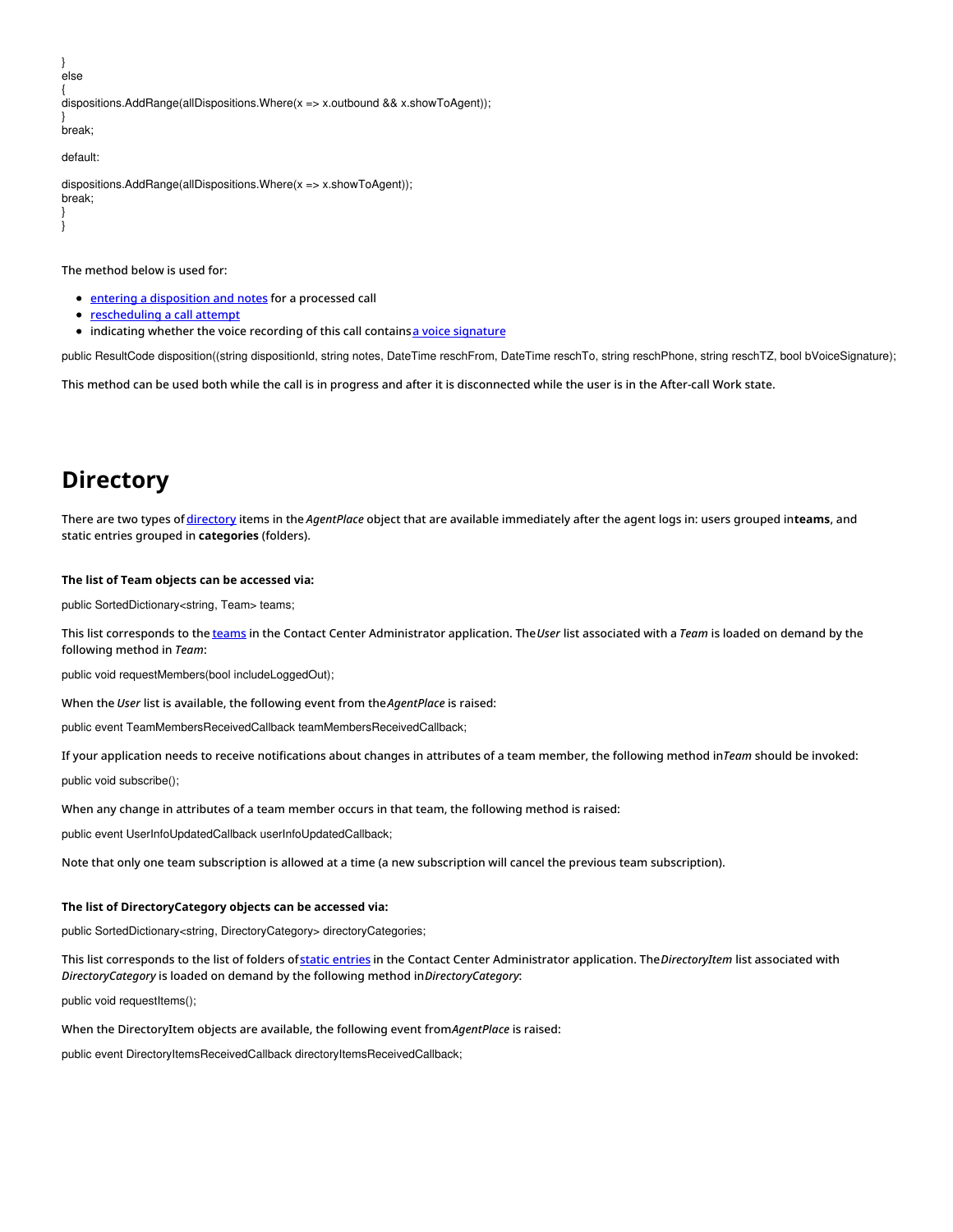```
}
else
{
dispositions.AddRange(allDispositions.Where(x => x.outbound && x.showToAgent));
}
break;

default:

dispositions.AddRange(allDispositions.Where(x => x.showToAgent));
break;
}
}
```

The method below is used for:

- [entering a disposition and notes](#) for a processed call
- [rescheduling a call attempt](#)
- indicating whether the voice recording of this call contains [a voice signature](#)

```
public ResultCode disposition((string dispositionId, string notes, DateTime reschFrom, DateTime reschTo, string reschPhone, string reschTZ, bool bVoiceSignature);
```

This method can be used both while the call is in progress and after it is disconnected while the user is in the After-call Work state.

# Directory

There are two types of [directory](#) items in the *AgentPlace* object that are available immediately after the agent logs in: users grouped in **teams**, and static entries grouped in **categories** (folders).

**The list of Team objects can be accessed via:**

```
public SortedDictionary<string, Team> teams;
```

This list corresponds to the [teams](#) in the Contact Center Administrator application. The *User* list associated with a *Team* is loaded on demand by the following method in *Team*:

```
public void requestMembers(bool includeLoggedOut);
```

When the *User* list is available, the following event from the *AgentPlace* is raised:

```
public event TeamMembersReceivedCallback teamMembersReceivedCallback;
```

If your application needs to receive notifications about changes in attributes of a team member, the following method in *Team* should be invoked:

```
public void subscribe();
```

When any change in attributes of a team member occurs in that team, the following method is raised:

```
public event UserInfoUpdatedCallback userInfoUpdatedCallback;
```

Note that only one team subscription is allowed at a time (a new subscription will cancel the previous team subscription).

**The list of DirectoryCategory objects can be accessed via:**

```
public SortedDictionary<string, DirectoryCategory> directoryCategories;
```

This list corresponds to the list of folders of [static entries](#) in the Contact Center Administrator application. The *DirectoryItem* list associated with *DirectoryCategory* is loaded on demand by the following method in *DirectoryCategory*:

```
public void requestItems();
```

When the DirectoryItem objects are available, the following event from *AgentPlace* is raised:

```
public event DirectoryItemsReceivedCallback directoryItemsReceivedCallback;
```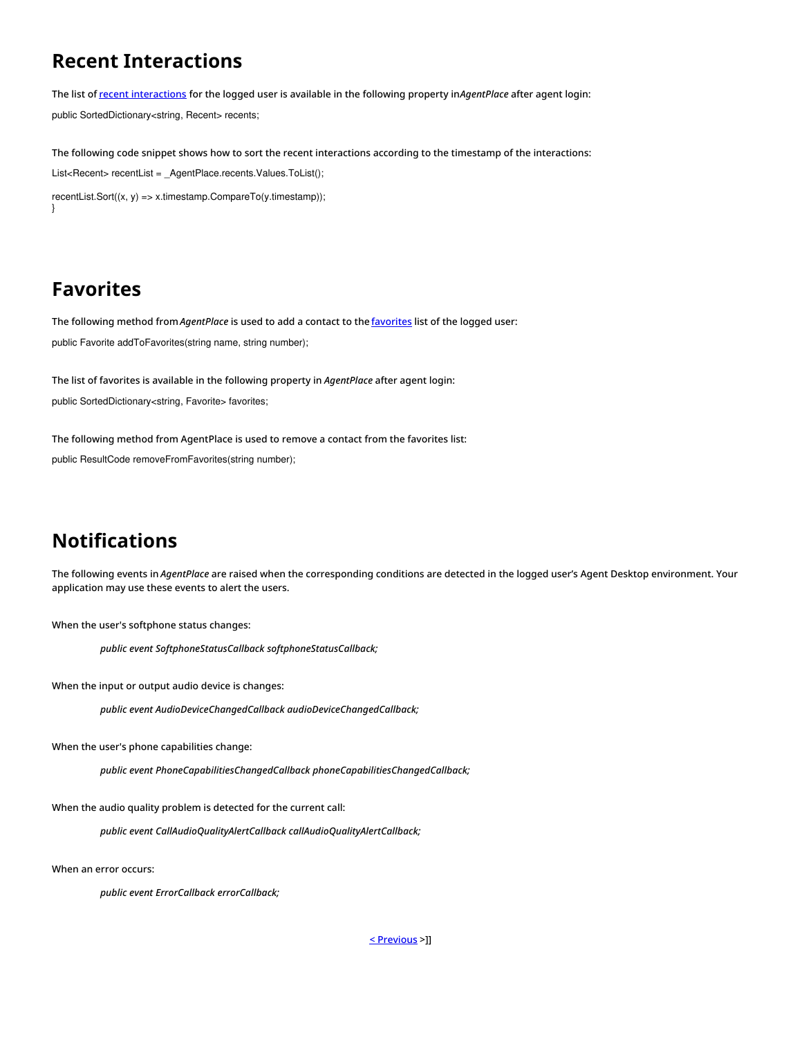## Recent Interactions

The list of recent interactions for the logged user is available in the following property in *AgentPlace* after agent login:

```
public SortedDictionary<string, Recent> recents;
```

The following code snippet shows how to sort the recent interactions according to the timestamp of the interactions:

```
List<Recent> recentList = _AgentPlace.recents.Values.ToList();

recentList.Sort((x, y) => x.timestamp.CompareTo(y.timestamp));
}
```

## Favorites

The following method from *AgentPlace* is used to add a contact to the favorites list of the logged user:

```
public Favorite addToFavorites(string name, string number);
```

The list of favorites is available in the following property in *AgentPlace* after agent login:

```
public SortedDictionary<string, Favorite> favorites;
```

The following method from AgentPlace is used to remove a contact from the favorites list:

```
public ResultCode removeFromFavorites(string number);
```

## Notifications

The following events in *AgentPlace* are raised when the corresponding conditions are detected in the logged user's Agent Desktop environment. Your application may use these events to alert the users.

When the user's softphone status changes:

> *public event SoftphoneStatusCallback softphoneStatusCallback;*

When the input or output audio device is changes:

> *public event AudioDeviceChangedCallback audioDeviceChangedCallback;*

When the user's phone capabilities change:

> *public event PhoneCapabilitiesChangedCallback phoneCapabilitiesChangedCallback;*

When the audio quality problem is detected for the current call:

> *public event CallAudioQualityAlertCallback callAudioQualityAlertCallback;*

When an error occurs:

> *public event ErrorCallback errorCallback;*

< Previous >]]